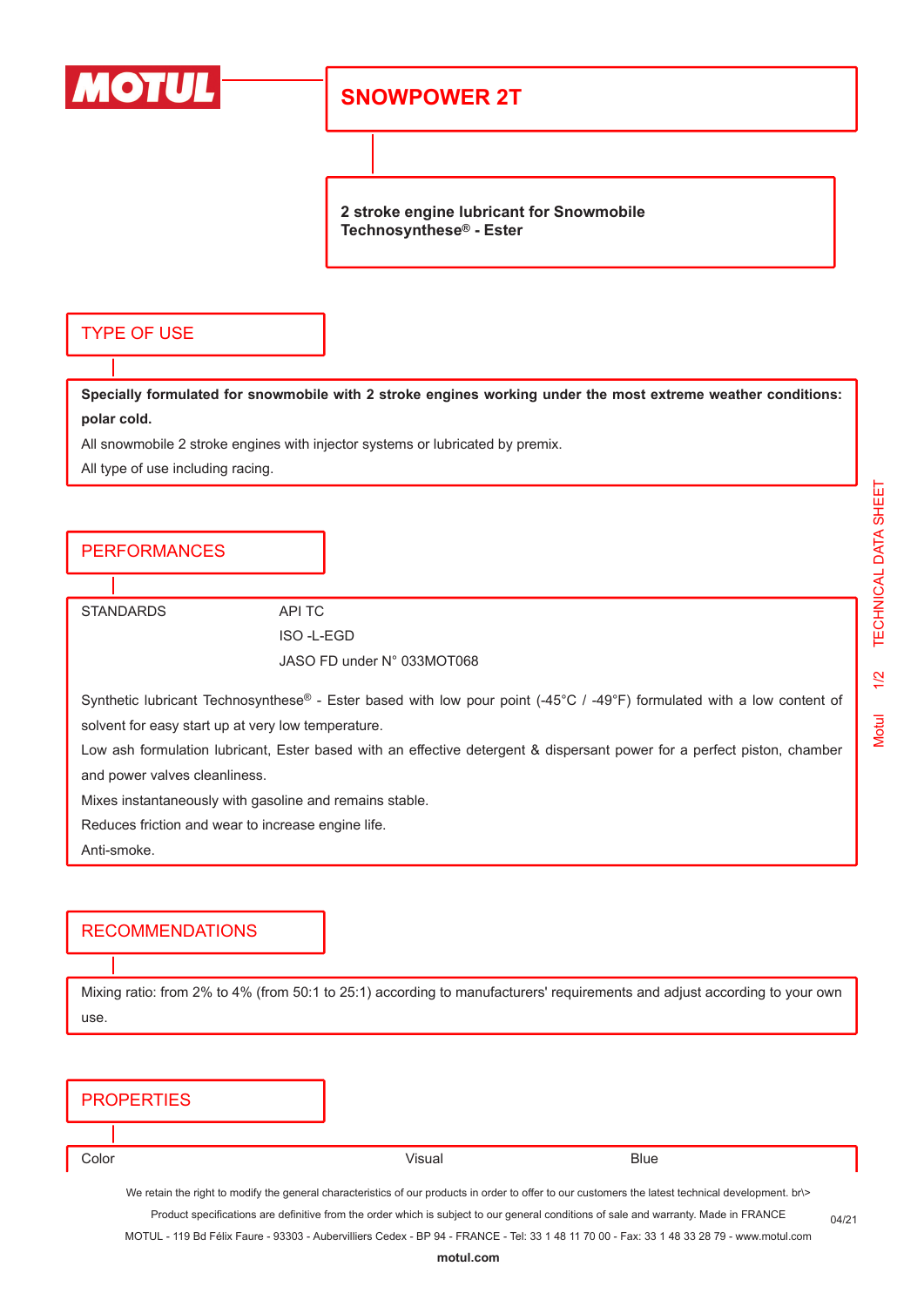# SNOWPOWER 2T

**2 stroke engine lubricant for Snowmobile**
**Technosynthese® - Ester**

## TYPE OF USE

**Specially formulated for snowmobile with 2 stroke engines working under the most extreme weather conditions: polar cold.**

All snowmobile 2 stroke engines with injector systems or lubricated by premix.

All type of use including racing.

## PERFORMANCES

| STANDARDS | API TC |
|---|---|
| | ISO -L-EGD |
| | JASO FD under N° 033MOT068 |

Synthetic lubricant Technosynthese® - Ester based with low pour point (-45°C / -49°F) formulated with a low content of solvent for easy start up at very low temperature.

Low ash formulation lubricant, Ester based with an effective detergent & dispersant power for a perfect piston, chamber and power valves cleanliness.

Mixes instantaneously with gasoline and remains stable.

Reduces friction and wear to increase engine life.

Anti-smoke.

## RECOMMENDATIONS

Mixing ratio: from 2% to 4% (from 50:1 to 25:1) according to manufacturers' requirements and adjust according to your own use.

## PROPERTIES

| Color | Visual | Blue |
|---|---|---|

We retain the right to modify the general characteristics of our products in order to offer to our customers the latest technical development. br\>
Product specifications are definitive from the order which is subject to our general conditions of sale and warranty. Made in FRANCE
MOTUL - 119 Bd Félix Faure - 93303 - Aubervilliers Cedex - BP 94 - FRANCE - Tel: 33 1 48 11 70 00 - Fax: 33 1 48 33 28 79 - www.motul.com

**motul.com**

04/21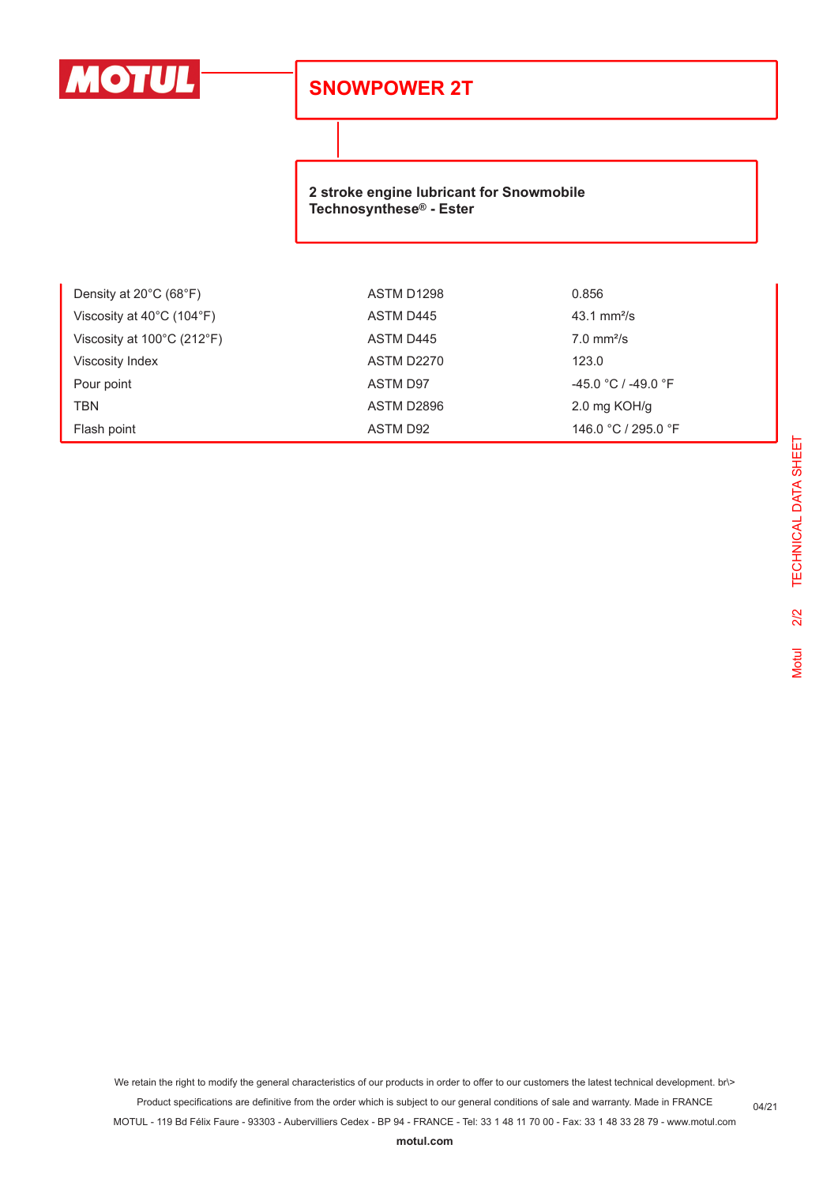# SNOWPOWER 2T

**2 stroke engine lubricant for Snowmobile**
**Technosynthese® - Ester**

| | | |
|---|---|---|
| Density at 20°C (68°F) | ASTM D1298 | 0.856 |
| Viscosity at 40°C (104°F) | ASTM D445 | 43.1 mm²/s |
| Viscosity at 100°C (212°F) | ASTM D445 | 7.0 mm²/s |
| Viscosity Index | ASTM D2270 | 123.0 |
| Pour point | ASTM D97 | -45.0 °C / -49.0 °F |
| TBN | ASTM D2896 | 2.0 mg KOH/g |
| Flash point | ASTM D92 | 146.0 °C / 295.0 °F |

We retain the right to modify the general characteristics of our products in order to offer to our customers the latest technical development. br\>
Product specifications are definitive from the order which is subject to our general conditions of sale and warranty. Made in FRANCE
MOTUL - 119 Bd Félix Faure - 93303 - Aubervilliers Cedex - BP 94 - FRANCE - Tel: 33 1 48 11 70 00 - Fax: 33 1 48 33 28 79 - www.motul.com

**motul.com**